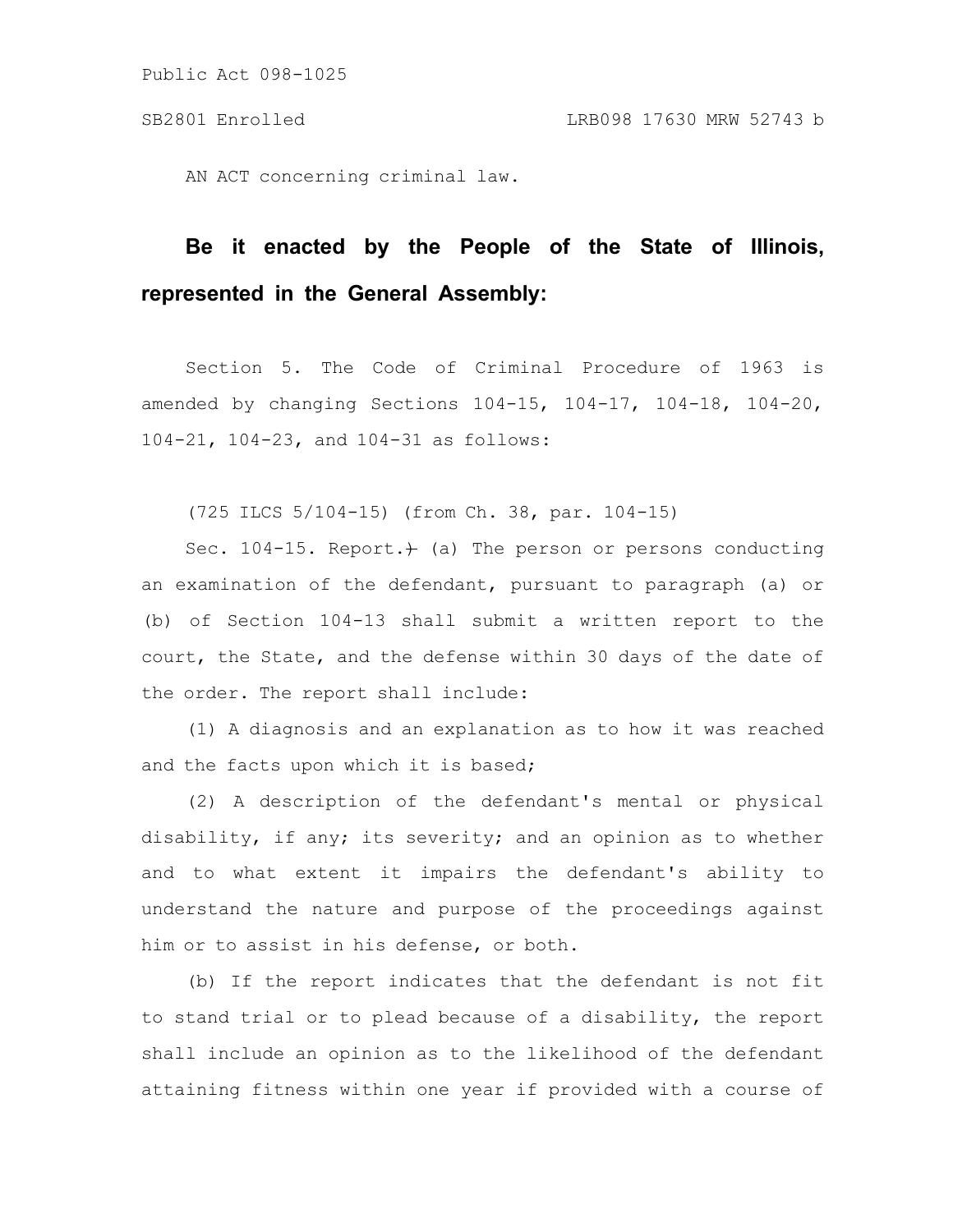Public Act 098-1025

SB2801 Enrolled LRB098 17630 MRW 52743 b

AN ACT concerning criminal law.

**Be it enacted by the People of the State of Illinois, represented in the General Assembly:**

Section 5. The Code of Criminal Procedure of 1963 is amended by changing Sections 104-15, 104-17, 104-18, 104-20, 104-21, 104-23, and 104-31 as follows:

(725 ILCS 5/104-15) (from Ch. 38, par. 104-15)

Sec. 104-15. Report.~~)~~ (a) The person or persons conducting an examination of the defendant, pursuant to paragraph (a) or (b) of Section 104-13 shall submit a written report to the court, the State, and the defense within 30 days of the date of the order. The report shall include:

(1) A diagnosis and an explanation as to how it was reached and the facts upon which it is based;

(2) A description of the defendant's mental or physical disability, if any; its severity; and an opinion as to whether and to what extent it impairs the defendant's ability to understand the nature and purpose of the proceedings against him or to assist in his defense, or both.

(b) If the report indicates that the defendant is not fit to stand trial or to plead because of a disability, the report shall include an opinion as to the likelihood of the defendant attaining fitness within one year if provided with a course of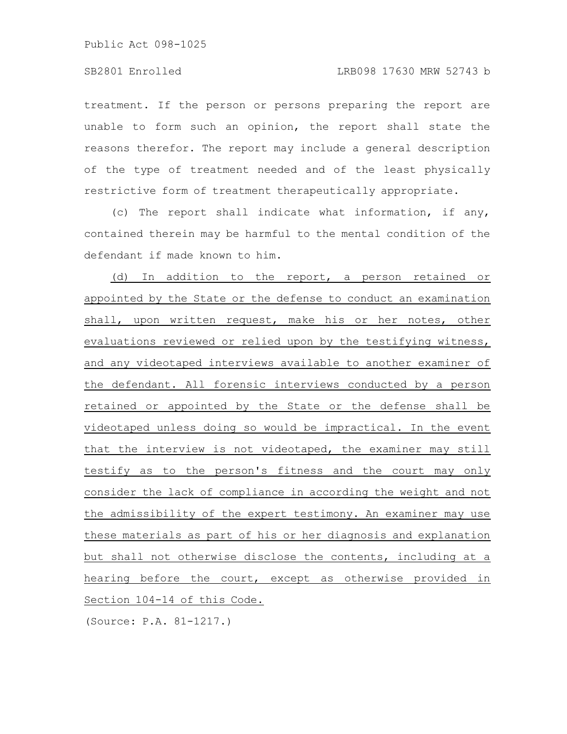treatment. If the person or persons preparing the report are unable to form such an opinion, the report shall state the reasons therefor. The report may include a general description of the type of treatment needed and of the least physically restrictive form of treatment therapeutically appropriate.

(c) The report shall indicate what information, if any, contained therein may be harmful to the mental condition of the defendant if made known to him.

<u>(d) In addition to the report, a person retained or appointed by the State or the defense to conduct an examination shall, upon written request, make his or her notes, other evaluations reviewed or relied upon by the testifying witness, and any videotaped interviews available to another examiner of the defendant. All forensic interviews conducted by a person retained or appointed by the State or the defense shall be videotaped unless doing so would be impractical. In the event that the interview is not videotaped, the examiner may still testify as to the person's fitness and the court may only consider the lack of compliance in according the weight and not the admissibility of the expert testimony. An examiner may use these materials as part of his or her diagnosis and explanation but shall not otherwise disclose the contents, including at a hearing before the court, except as otherwise provided in Section 104-14 of this Code.</u>

(Source: P.A. 81-1217.)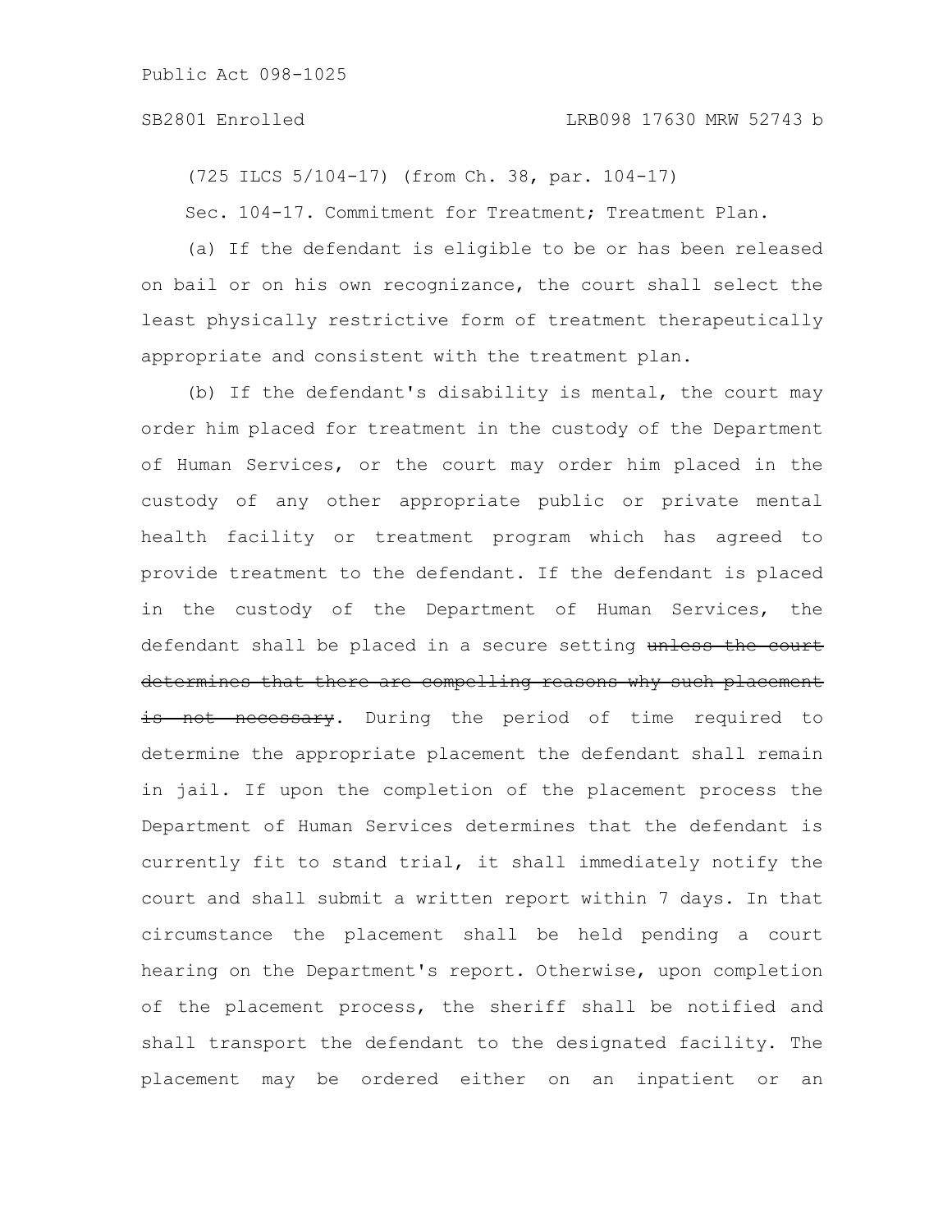(725 ILCS 5/104-17) (from Ch. 38, par. 104-17)

Sec. 104-17. Commitment for Treatment; Treatment Plan.

(a) If the defendant is eligible to be or has been released on bail or on his own recognizance, the court shall select the least physically restrictive form of treatment therapeutically appropriate and consistent with the treatment plan.

(b) If the defendant's disability is mental, the court may order him placed for treatment in the custody of the Department of Human Services, or the court may order him placed in the custody of any other appropriate public or private mental health facility or treatment program which has agreed to provide treatment to the defendant. If the defendant is placed in the custody of the Department of Human Services, the defendant shall be placed in a secure setting ~~unless the court determines that there are compelling reasons why such placement is not necessary~~. During the period of time required to determine the appropriate placement the defendant shall remain in jail. If upon the completion of the placement process the Department of Human Services determines that the defendant is currently fit to stand trial, it shall immediately notify the court and shall submit a written report within 7 days. In that circumstance the placement shall be held pending a court hearing on the Department's report. Otherwise, upon completion of the placement process, the sheriff shall be notified and shall transport the defendant to the designated facility. The placement may be ordered either on an inpatient or an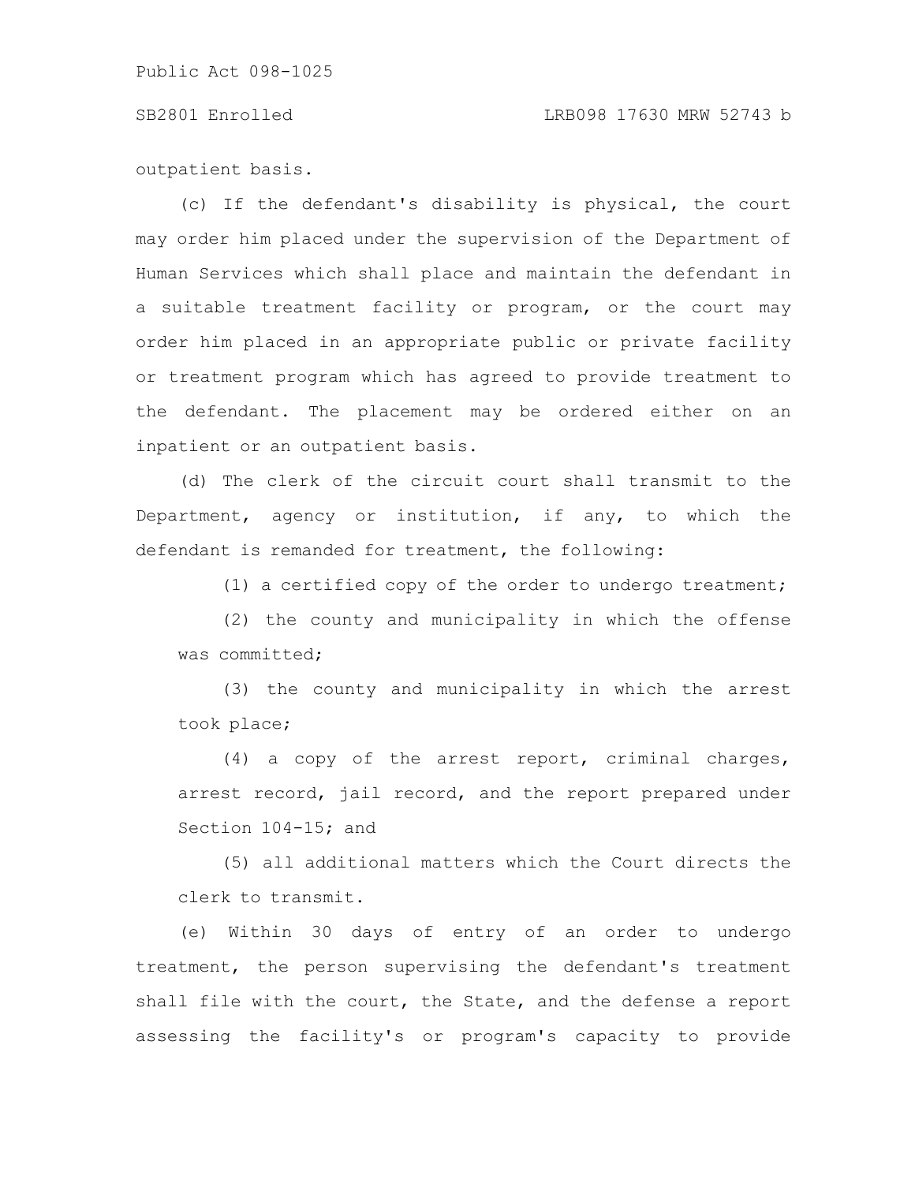outpatient basis.

(c) If the defendant's disability is physical, the court may order him placed under the supervision of the Department of Human Services which shall place and maintain the defendant in a suitable treatment facility or program, or the court may order him placed in an appropriate public or private facility or treatment program which has agreed to provide treatment to the defendant. The placement may be ordered either on an inpatient or an outpatient basis.

(d) The clerk of the circuit court shall transmit to the Department, agency or institution, if any, to which the defendant is remanded for treatment, the following:

(1) a certified copy of the order to undergo treatment;

(2) the county and municipality in which the offense was committed;

(3) the county and municipality in which the arrest took place;

(4) a copy of the arrest report, criminal charges, arrest record, jail record, and the report prepared under Section 104-15; and

(5) all additional matters which the Court directs the clerk to transmit.

(e) Within 30 days of entry of an order to undergo treatment, the person supervising the defendant's treatment shall file with the court, the State, and the defense a report assessing the facility's or program's capacity to provide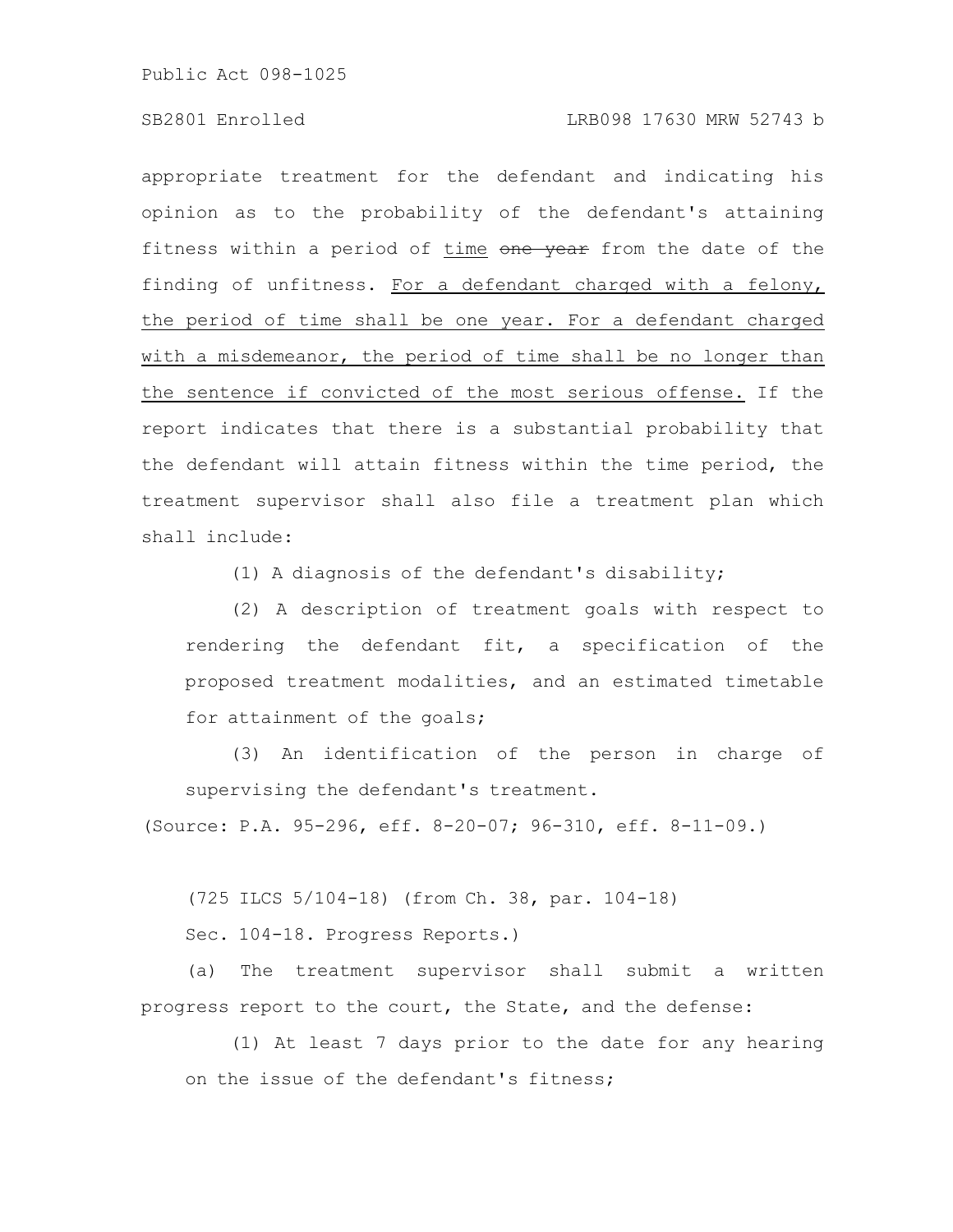appropriate treatment for the defendant and indicating his opinion as to the probability of the defendant's attaining fitness within a period of <u>time</u> ~~one year~~ from the date of the finding of unfitness. <u>For a defendant charged with a felony, the period of time shall be one year. For a defendant charged with a misdemeanor, the period of time shall be no longer than the sentence if convicted of the most serious offense.</u> If the report indicates that there is a substantial probability that the defendant will attain fitness within the time period, the treatment supervisor shall also file a treatment plan which shall include:

(1) A diagnosis of the defendant's disability;

(2) A description of treatment goals with respect to rendering the defendant fit, a specification of the proposed treatment modalities, and an estimated timetable for attainment of the goals;

(3) An identification of the person in charge of supervising the defendant's treatment.

(Source: P.A. 95-296, eff. 8-20-07; 96-310, eff. 8-11-09.)

(725 ILCS 5/104-18) (from Ch. 38, par. 104-18)

Sec. 104-18. Progress Reports.)

(a) The treatment supervisor shall submit a written progress report to the court, the State, and the defense:

(1) At least 7 days prior to the date for any hearing on the issue of the defendant's fitness;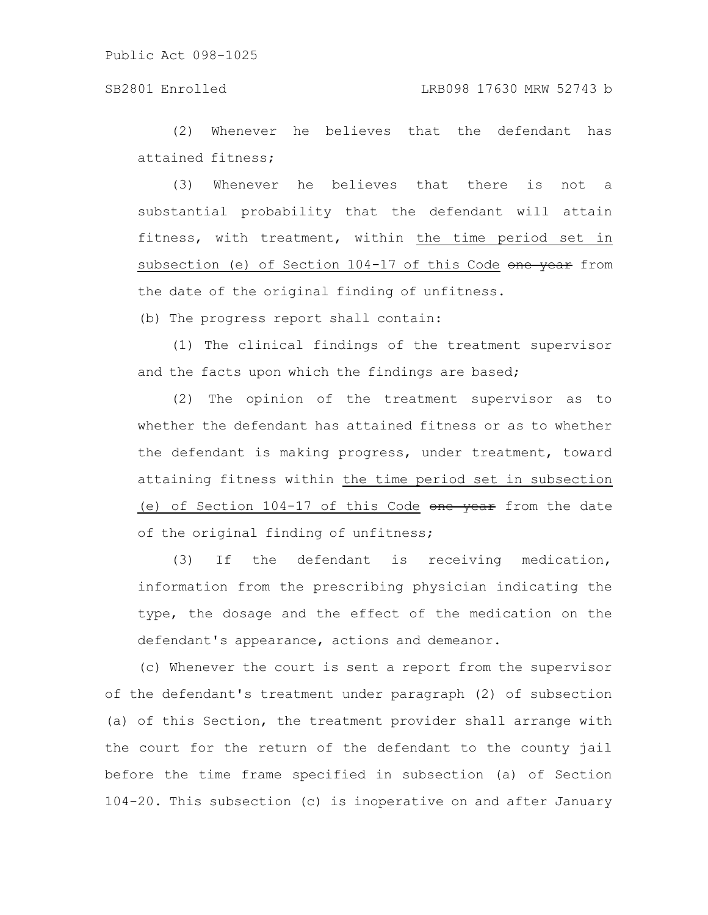(2) Whenever he believes that the defendant has attained fitness;

(3) Whenever he believes that there is not a substantial probability that the defendant will attain fitness, with treatment, within <u>the time period set in subsection (e) of Section 104-17 of this Code</u> ~~one year~~ from the date of the original finding of unfitness.

(b) The progress report shall contain:

(1) The clinical findings of the treatment supervisor and the facts upon which the findings are based;

(2) The opinion of the treatment supervisor as to whether the defendant has attained fitness or as to whether the defendant is making progress, under treatment, toward attaining fitness within <u>the time period set in subsection (e) of Section 104-17 of this Code</u> ~~one year~~ from the date of the original finding of unfitness;

(3) If the defendant is receiving medication, information from the prescribing physician indicating the type, the dosage and the effect of the medication on the defendant's appearance, actions and demeanor.

(c) Whenever the court is sent a report from the supervisor of the defendant's treatment under paragraph (2) of subsection (a) of this Section, the treatment provider shall arrange with the court for the return of the defendant to the county jail before the time frame specified in subsection (a) of Section 104-20. This subsection (c) is inoperative on and after January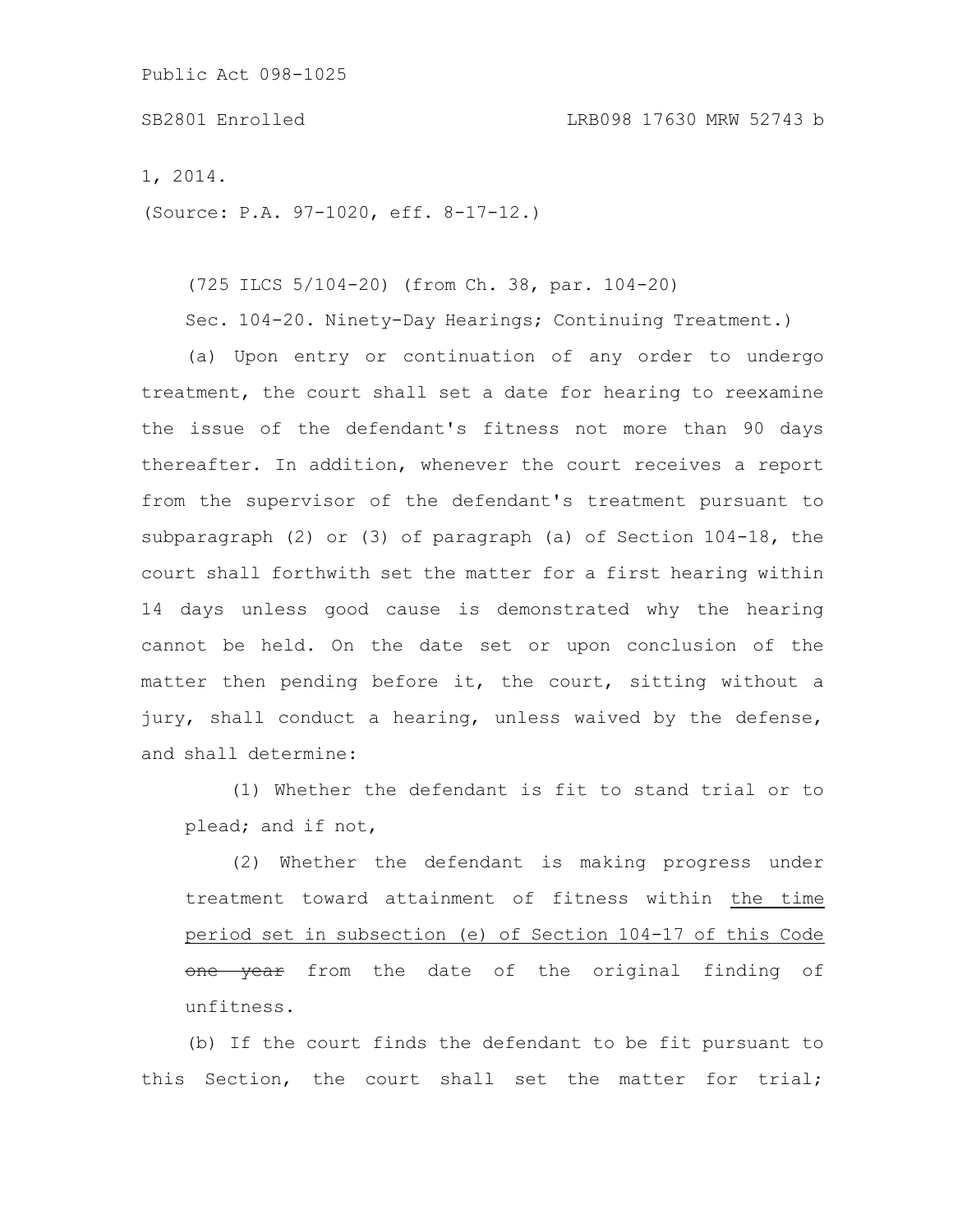1, 2014.

(Source: P.A. 97-1020, eff. 8-17-12.)

(725 ILCS 5/104-20) (from Ch. 38, par. 104-20)

Sec. 104-20. Ninety-Day Hearings; Continuing Treatment.)

(a) Upon entry or continuation of any order to undergo treatment, the court shall set a date for hearing to reexamine the issue of the defendant's fitness not more than 90 days thereafter. In addition, whenever the court receives a report from the supervisor of the defendant's treatment pursuant to subparagraph (2) or (3) of paragraph (a) of Section 104-18, the court shall forthwith set the matter for a first hearing within 14 days unless good cause is demonstrated why the hearing cannot be held. On the date set or upon conclusion of the matter then pending before it, the court, sitting without a jury, shall conduct a hearing, unless waived by the defense, and shall determine:

(1) Whether the defendant is fit to stand trial or to plead; and if not,

(2) Whether the defendant is making progress under treatment toward attainment of fitness within the time period set in subsection (e) of Section 104-17 of this Code ~~one year~~ from the date of the original finding of unfitness.

(b) If the court finds the defendant to be fit pursuant to this Section, the court shall set the matter for trial;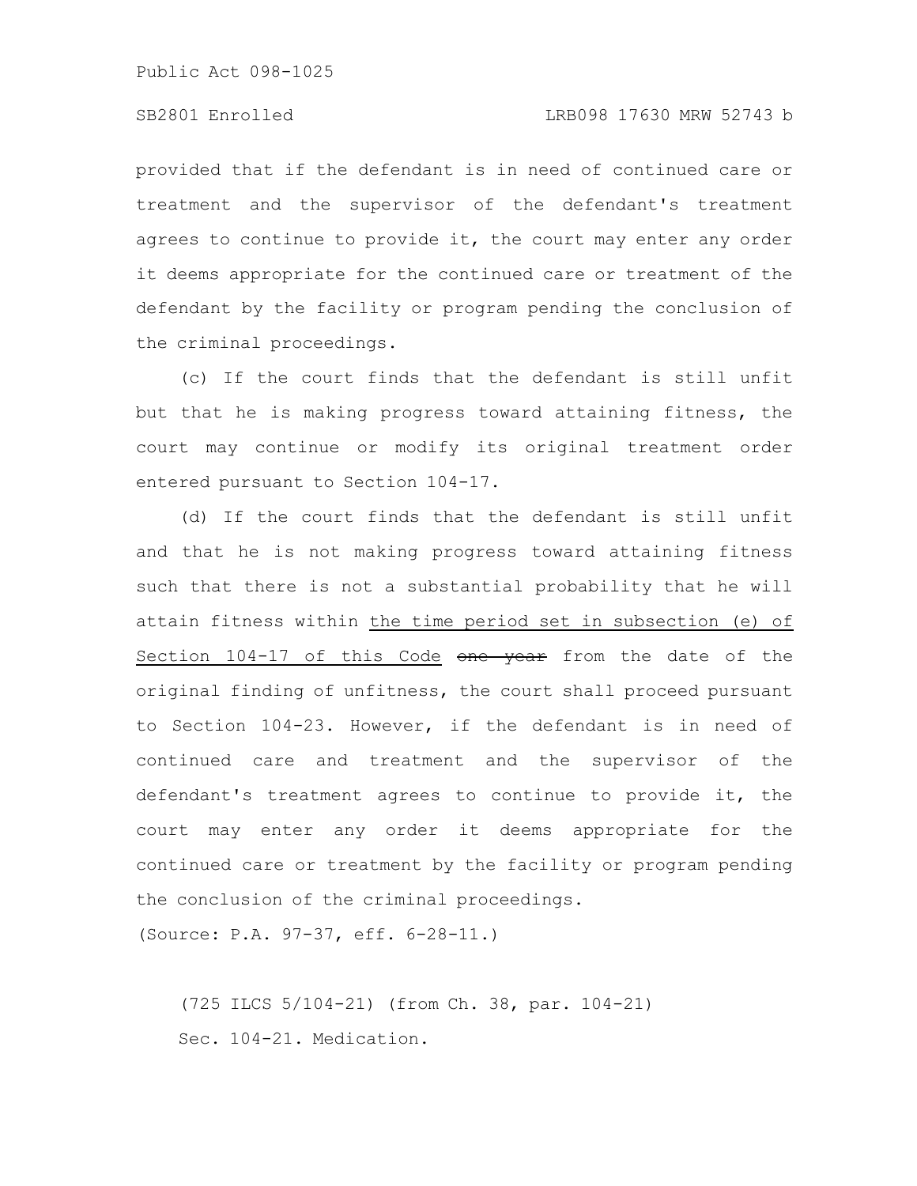provided that if the defendant is in need of continued care or treatment and the supervisor of the defendant's treatment agrees to continue to provide it, the court may enter any order it deems appropriate for the continued care or treatment of the defendant by the facility or program pending the conclusion of the criminal proceedings.

(c) If the court finds that the defendant is still unfit but that he is making progress toward attaining fitness, the court may continue or modify its original treatment order entered pursuant to Section 104-17.

(d) If the court finds that the defendant is still unfit and that he is not making progress toward attaining fitness such that there is not a substantial probability that he will attain fitness within <u>the time period set in subsection (e) of Section 104-17 of this Code</u> ~~one year~~ from the date of the original finding of unfitness, the court shall proceed pursuant to Section 104-23. However, if the defendant is in need of continued care and treatment and the supervisor of the defendant's treatment agrees to continue to provide it, the court may enter any order it deems appropriate for the continued care or treatment by the facility or program pending the conclusion of the criminal proceedings.

(Source: P.A. 97-37, eff. 6-28-11.)

(725 ILCS 5/104-21) (from Ch. 38, par. 104-21)

Sec. 104-21. Medication.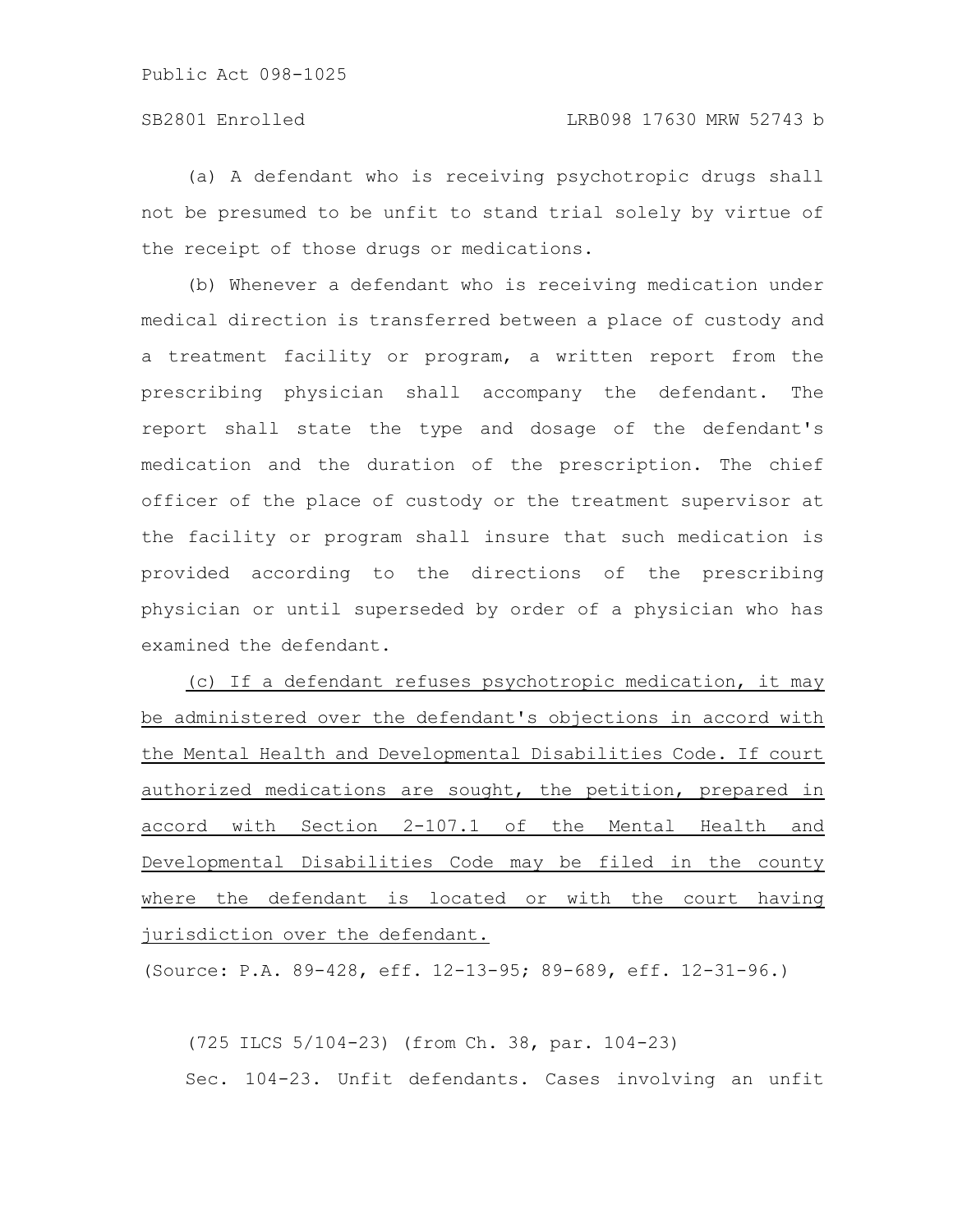(a) A defendant who is receiving psychotropic drugs shall not be presumed to be unfit to stand trial solely by virtue of the receipt of those drugs or medications.

(b) Whenever a defendant who is receiving medication under medical direction is transferred between a place of custody and a treatment facility or program, a written report from the prescribing physician shall accompany the defendant. The report shall state the type and dosage of the defendant's medication and the duration of the prescription. The chief officer of the place of custody or the treatment supervisor at the facility or program shall insure that such medication is provided according to the directions of the prescribing physician or until superseded by order of a physician who has examined the defendant.

(c) If a defendant refuses psychotropic medication, it may be administered over the defendant's objections in accord with the Mental Health and Developmental Disabilities Code. If court authorized medications are sought, the petition, prepared in accord with Section 2-107.1 of the Mental Health and Developmental Disabilities Code may be filed in the county where the defendant is located or with the court having jurisdiction over the defendant.

(Source: P.A. 89-428, eff. 12-13-95; 89-689, eff. 12-31-96.)

(725 ILCS 5/104-23) (from Ch. 38, par. 104-23)

Sec. 104-23. Unfit defendants. Cases involving an unfit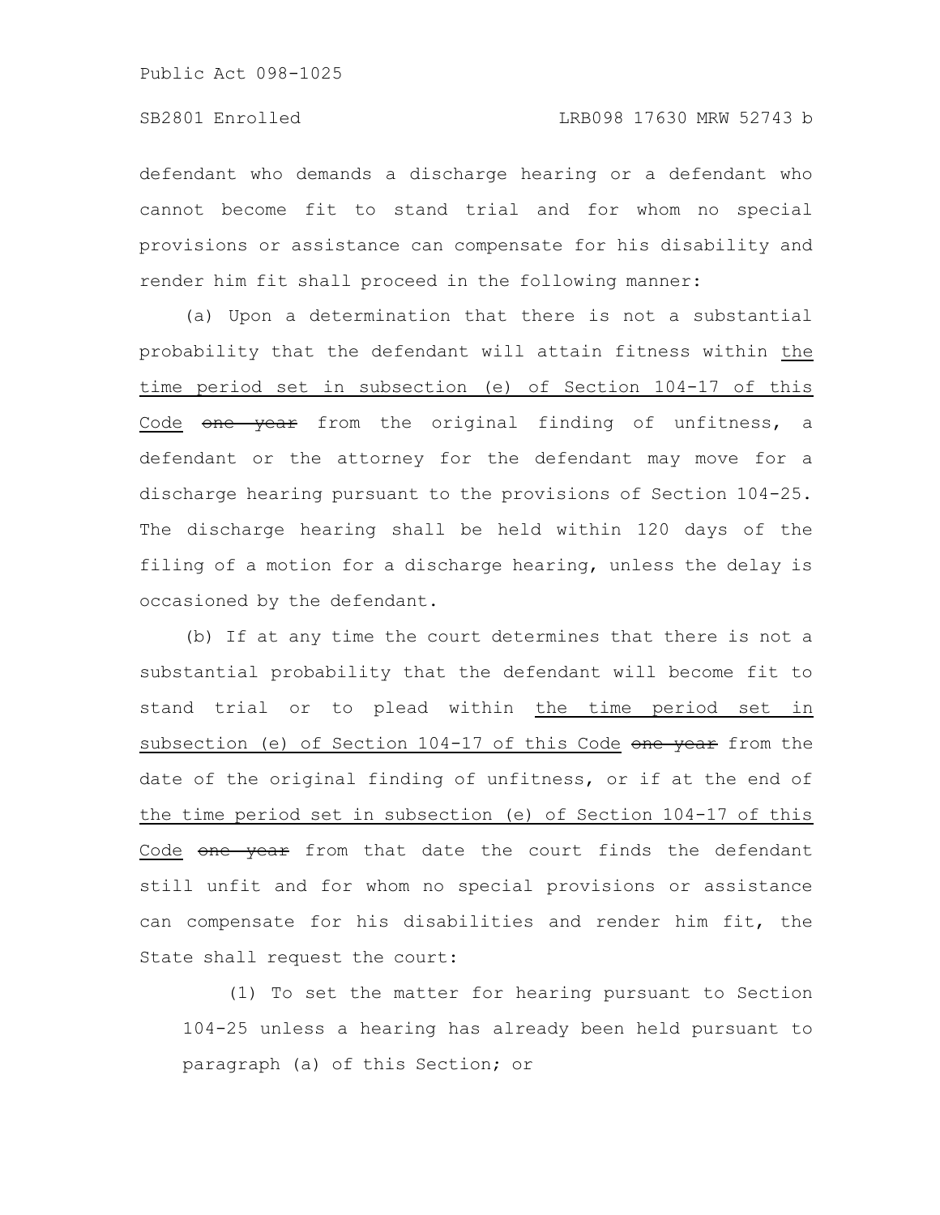defendant who demands a discharge hearing or a defendant who cannot become fit to stand trial and for whom no special provisions or assistance can compensate for his disability and render him fit shall proceed in the following manner:

(a) Upon a determination that there is not a substantial probability that the defendant will attain fitness within the time period set in subsection (e) of Section 104-17 of this Code ~~one year~~ from the original finding of unfitness, a defendant or the attorney for the defendant may move for a discharge hearing pursuant to the provisions of Section 104-25. The discharge hearing shall be held within 120 days of the filing of a motion for a discharge hearing, unless the delay is occasioned by the defendant.

(b) If at any time the court determines that there is not a substantial probability that the defendant will become fit to stand trial or to plead within the time period set in subsection (e) of Section 104-17 of this Code ~~one year~~ from the date of the original finding of unfitness, or if at the end of the time period set in subsection (e) of Section 104-17 of this Code ~~one year~~ from that date the court finds the defendant still unfit and for whom no special provisions or assistance can compensate for his disabilities and render him fit, the State shall request the court:

(1) To set the matter for hearing pursuant to Section 104-25 unless a hearing has already been held pursuant to paragraph (a) of this Section; or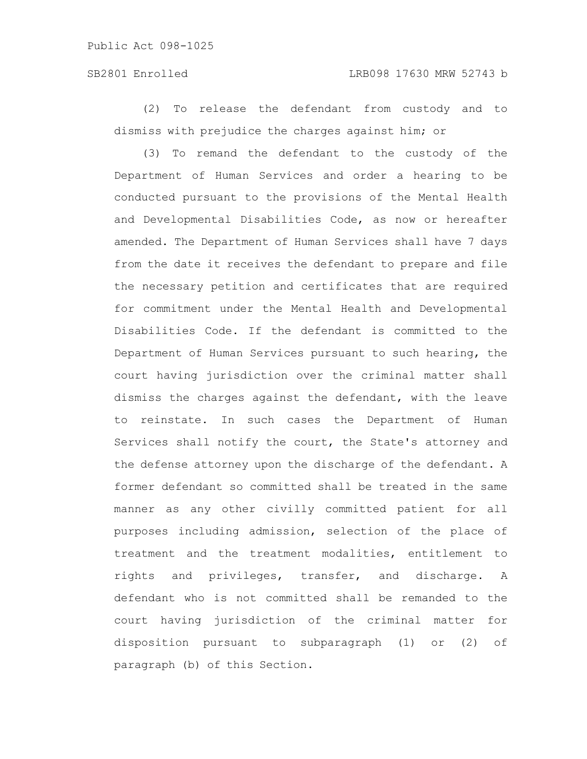(2) To release the defendant from custody and to dismiss with prejudice the charges against him; or

(3) To remand the defendant to the custody of the Department of Human Services and order a hearing to be conducted pursuant to the provisions of the Mental Health and Developmental Disabilities Code, as now or hereafter amended. The Department of Human Services shall have 7 days from the date it receives the defendant to prepare and file the necessary petition and certificates that are required for commitment under the Mental Health and Developmental Disabilities Code. If the defendant is committed to the Department of Human Services pursuant to such hearing, the court having jurisdiction over the criminal matter shall dismiss the charges against the defendant, with the leave to reinstate. In such cases the Department of Human Services shall notify the court, the State's attorney and the defense attorney upon the discharge of the defendant. A former defendant so committed shall be treated in the same manner as any other civilly committed patient for all purposes including admission, selection of the place of treatment and the treatment modalities, entitlement to rights and privileges, transfer, and discharge. A defendant who is not committed shall be remanded to the court having jurisdiction of the criminal matter for disposition pursuant to subparagraph (1) or (2) of paragraph (b) of this Section.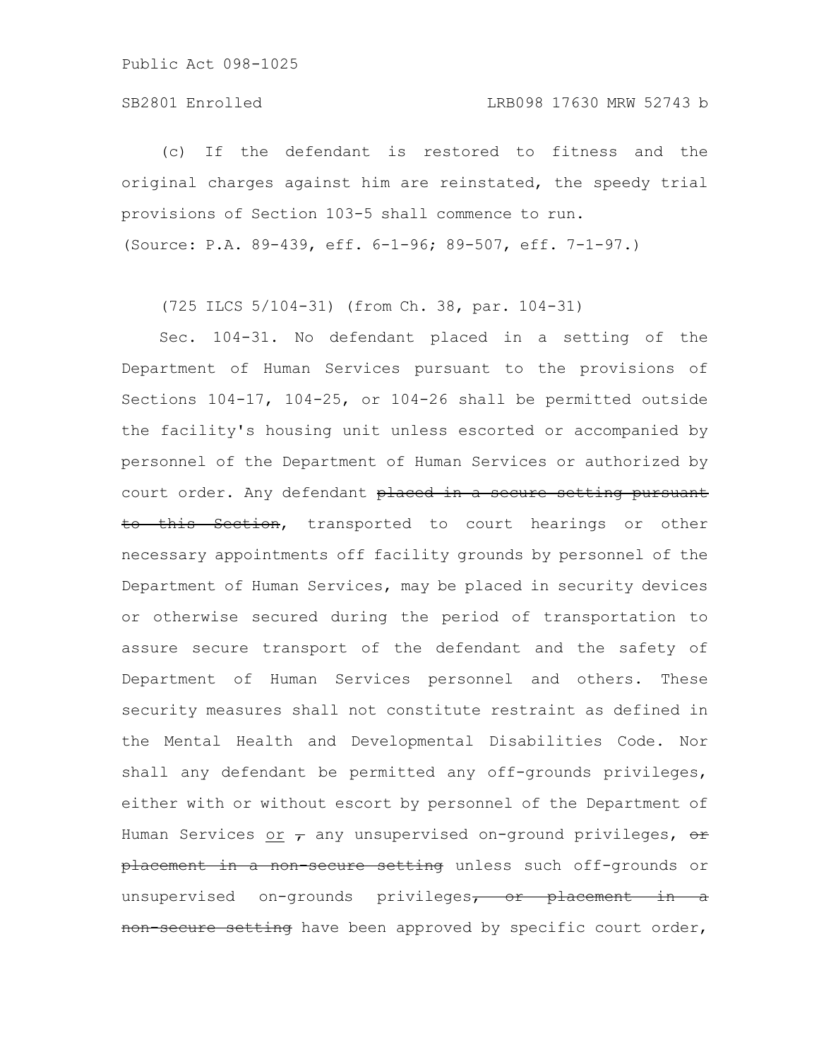(c) If the defendant is restored to fitness and the original charges against him are reinstated, the speedy trial provisions of Section 103-5 shall commence to run.

(Source: P.A. 89-439, eff. 6-1-96; 89-507, eff. 7-1-97.)

(725 ILCS 5/104-31) (from Ch. 38, par. 104-31)

Sec. 104-31. No defendant placed in a setting of the Department of Human Services pursuant to the provisions of Sections 104-17, 104-25, or 104-26 shall be permitted outside the facility's housing unit unless escorted or accompanied by personnel of the Department of Human Services or authorized by court order. Any defendant ~~placed in a secure setting pursuant to this Section~~, transported to court hearings or other necessary appointments off facility grounds by personnel of the Department of Human Services, may be placed in security devices or otherwise secured during the period of transportation to assure secure transport of the defendant and the safety of Department of Human Services personnel and others. These security measures shall not constitute restraint as defined in the Mental Health and Developmental Disabilities Code. Nor shall any defendant be permitted any off-grounds privileges, either with or without escort by personnel of the Department of Human Services <u>or</u> ~~,~~ any unsupervised on-ground privileges, ~~or placement in a non-secure setting~~ unless such off-grounds or unsupervised on-grounds privileges~~, or placement in a non-secure setting~~ have been approved by specific court order,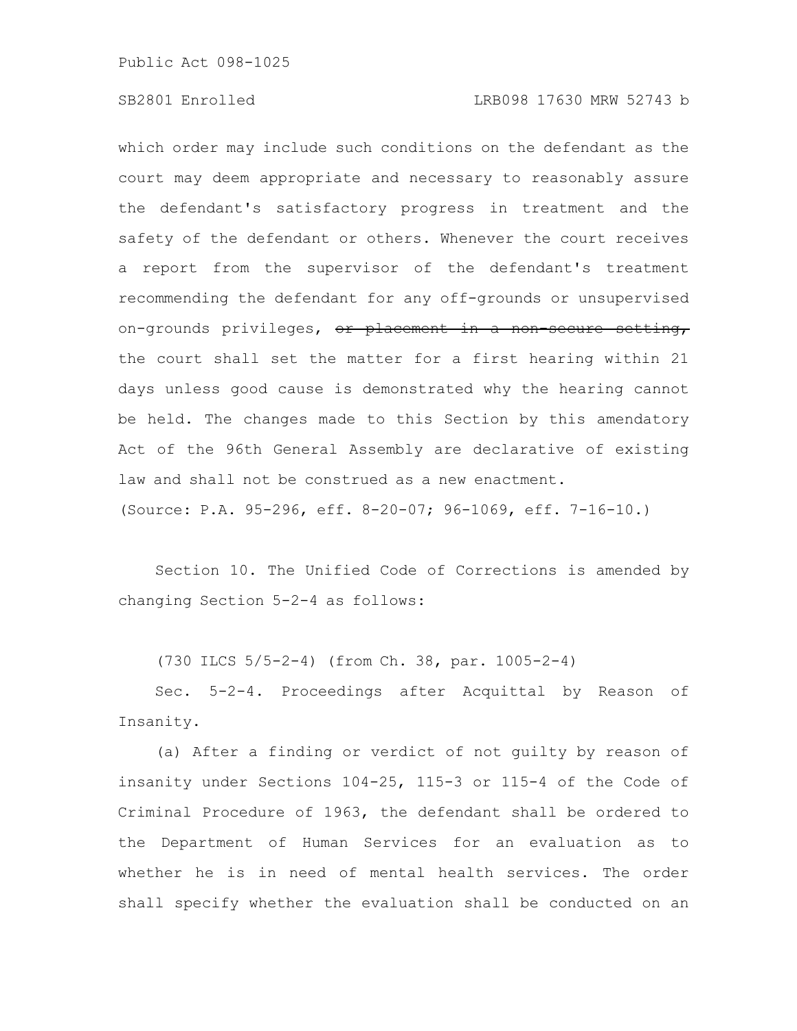which order may include such conditions on the defendant as the court may deem appropriate and necessary to reasonably assure the defendant's satisfactory progress in treatment and the safety of the defendant or others. Whenever the court receives a report from the supervisor of the defendant's treatment recommending the defendant for any off-grounds or unsupervised on-grounds privileges, ~~or placement in a non-secure setting,~~ the court shall set the matter for a first hearing within 21 days unless good cause is demonstrated why the hearing cannot be held. The changes made to this Section by this amendatory Act of the 96th General Assembly are declarative of existing law and shall not be construed as a new enactment.

(Source: P.A. 95-296, eff. 8-20-07; 96-1069, eff. 7-16-10.)

Section 10. The Unified Code of Corrections is amended by changing Section 5-2-4 as follows:

(730 ILCS 5/5-2-4) (from Ch. 38, par. 1005-2-4)

Sec. 5-2-4. Proceedings after Acquittal by Reason of Insanity.

(a) After a finding or verdict of not guilty by reason of insanity under Sections 104-25, 115-3 or 115-4 of the Code of Criminal Procedure of 1963, the defendant shall be ordered to the Department of Human Services for an evaluation as to whether he is in need of mental health services. The order shall specify whether the evaluation shall be conducted on an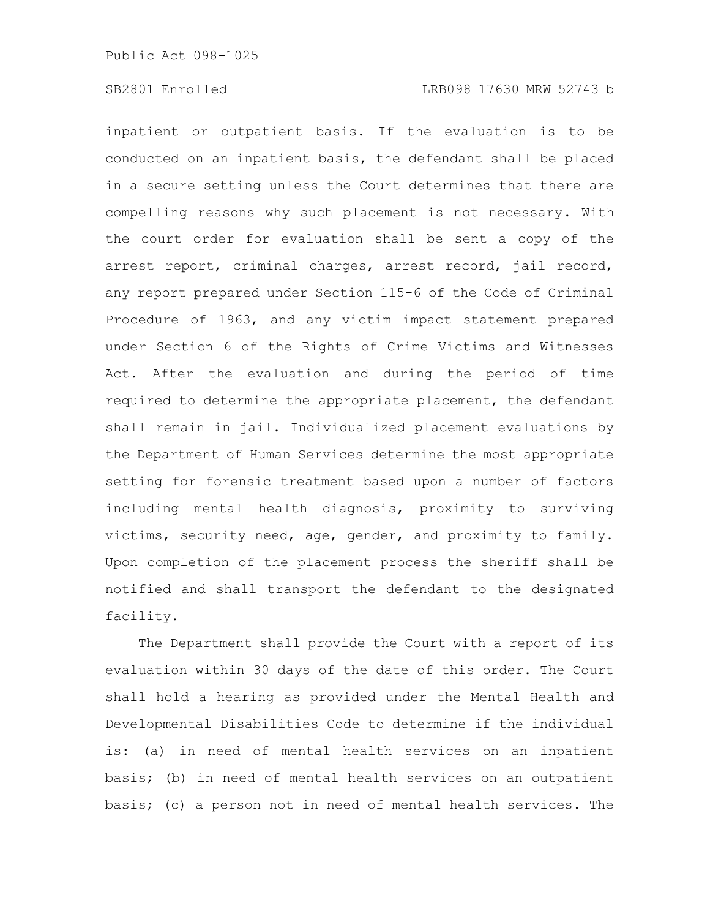inpatient or outpatient basis. If the evaluation is to be conducted on an inpatient basis, the defendant shall be placed in a secure setting ~~unless the Court determines that there are compelling reasons why such placement is not necessary~~. With the court order for evaluation shall be sent a copy of the arrest report, criminal charges, arrest record, jail record, any report prepared under Section 115-6 of the Code of Criminal Procedure of 1963, and any victim impact statement prepared under Section 6 of the Rights of Crime Victims and Witnesses Act. After the evaluation and during the period of time required to determine the appropriate placement, the defendant shall remain in jail. Individualized placement evaluations by the Department of Human Services determine the most appropriate setting for forensic treatment based upon a number of factors including mental health diagnosis, proximity to surviving victims, security need, age, gender, and proximity to family. Upon completion of the placement process the sheriff shall be notified and shall transport the defendant to the designated facility.

The Department shall provide the Court with a report of its evaluation within 30 days of the date of this order. The Court shall hold a hearing as provided under the Mental Health and Developmental Disabilities Code to determine if the individual is: (a) in need of mental health services on an inpatient basis; (b) in need of mental health services on an outpatient basis; (c) a person not in need of mental health services. The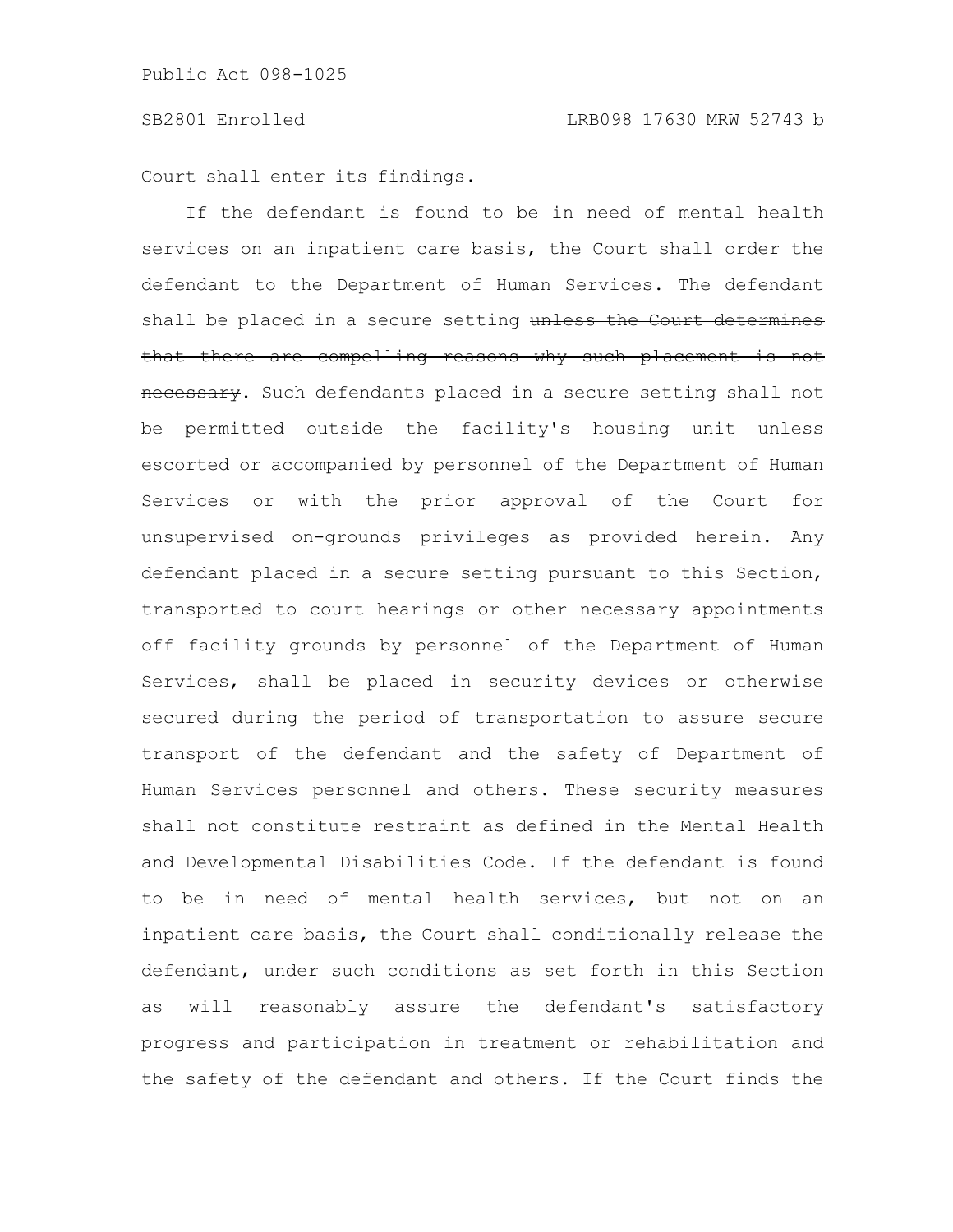Court shall enter its findings.

If the defendant is found to be in need of mental health services on an inpatient care basis, the Court shall order the defendant to the Department of Human Services. The defendant shall be placed in a secure setting ~~unless the Court determines that there are compelling reasons why such placement is not necessary~~. Such defendants placed in a secure setting shall not be permitted outside the facility's housing unit unless escorted or accompanied by personnel of the Department of Human Services or with the prior approval of the Court for unsupervised on-grounds privileges as provided herein. Any defendant placed in a secure setting pursuant to this Section, transported to court hearings or other necessary appointments off facility grounds by personnel of the Department of Human Services, shall be placed in security devices or otherwise secured during the period of transportation to assure secure transport of the defendant and the safety of Department of Human Services personnel and others. These security measures shall not constitute restraint as defined in the Mental Health and Developmental Disabilities Code. If the defendant is found to be in need of mental health services, but not on an inpatient care basis, the Court shall conditionally release the defendant, under such conditions as set forth in this Section as will reasonably assure the defendant's satisfactory progress and participation in treatment or rehabilitation and the safety of the defendant and others. If the Court finds the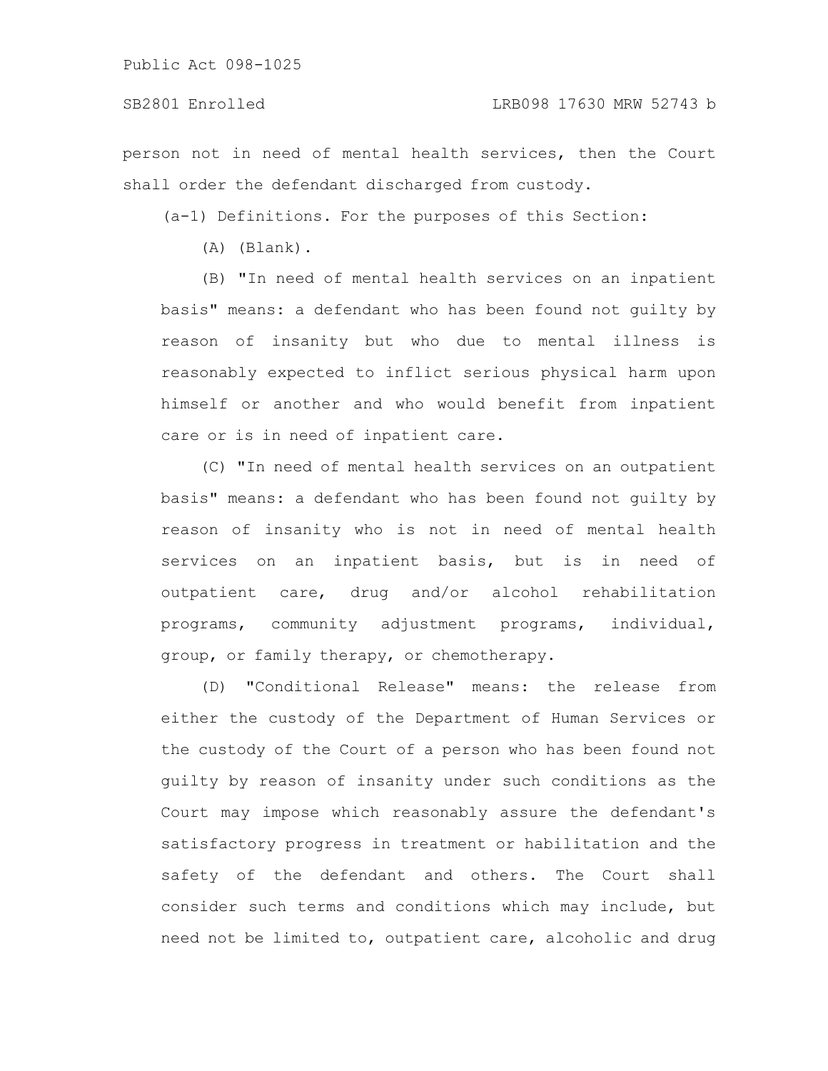person not in need of mental health services, then the Court shall order the defendant discharged from custody.

(a-1) Definitions. For the purposes of this Section:

(A) (Blank).

(B) "In need of mental health services on an inpatient basis" means: a defendant who has been found not guilty by reason of insanity but who due to mental illness is reasonably expected to inflict serious physical harm upon himself or another and who would benefit from inpatient care or is in need of inpatient care.

(C) "In need of mental health services on an outpatient basis" means: a defendant who has been found not guilty by reason of insanity who is not in need of mental health services on an inpatient basis, but is in need of outpatient care, drug and/or alcohol rehabilitation programs, community adjustment programs, individual, group, or family therapy, or chemotherapy.

(D) "Conditional Release" means: the release from either the custody of the Department of Human Services or the custody of the Court of a person who has been found not guilty by reason of insanity under such conditions as the Court may impose which reasonably assure the defendant's satisfactory progress in treatment or habilitation and the safety of the defendant and others. The Court shall consider such terms and conditions which may include, but need not be limited to, outpatient care, alcoholic and drug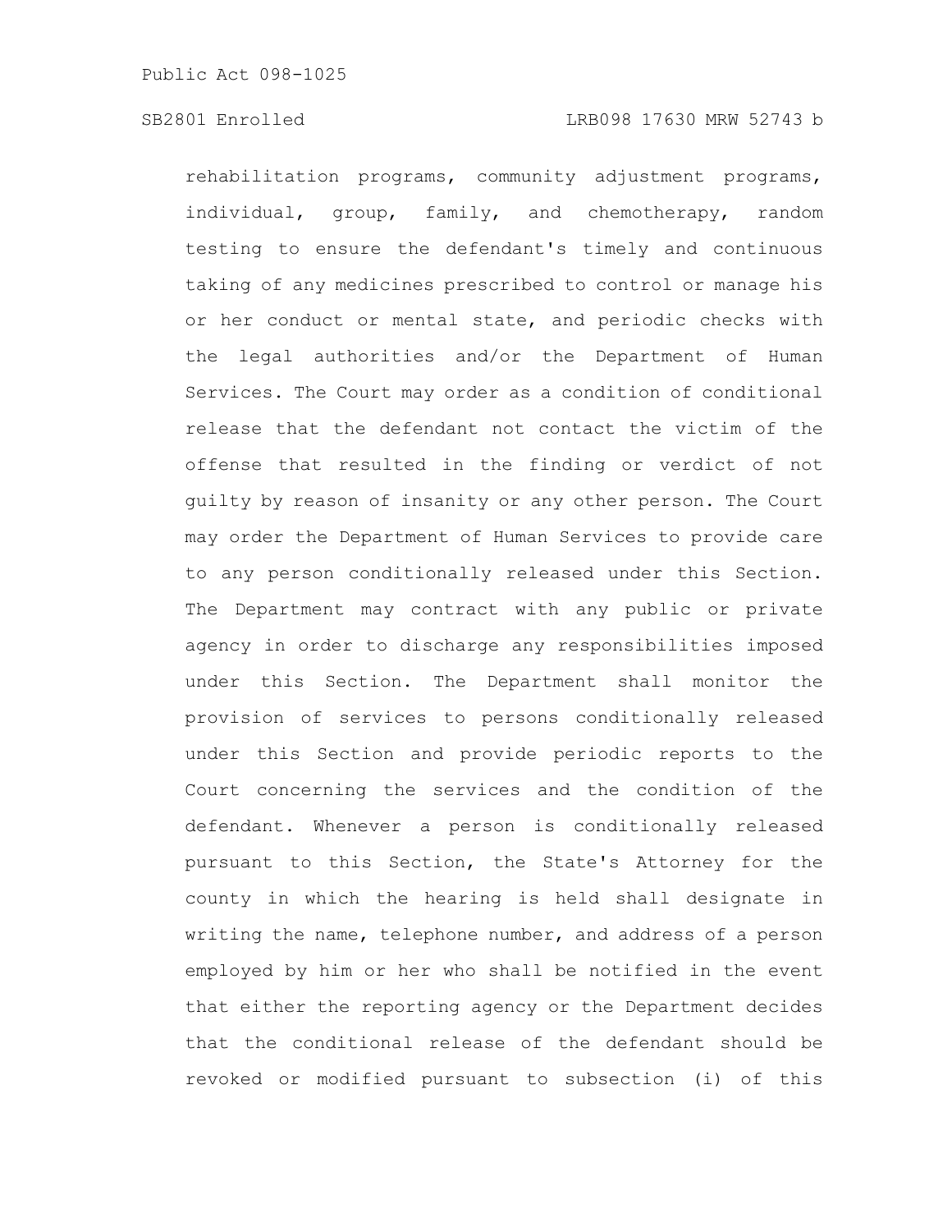rehabilitation programs, community adjustment programs, individual, group, family, and chemotherapy, random testing to ensure the defendant's timely and continuous taking of any medicines prescribed to control or manage his or her conduct or mental state, and periodic checks with the legal authorities and/or the Department of Human Services. The Court may order as a condition of conditional release that the defendant not contact the victim of the offense that resulted in the finding or verdict of not guilty by reason of insanity or any other person. The Court may order the Department of Human Services to provide care to any person conditionally released under this Section. The Department may contract with any public or private agency in order to discharge any responsibilities imposed under this Section. The Department shall monitor the provision of services to persons conditionally released under this Section and provide periodic reports to the Court concerning the services and the condition of the defendant. Whenever a person is conditionally released pursuant to this Section, the State's Attorney for the county in which the hearing is held shall designate in writing the name, telephone number, and address of a person employed by him or her who shall be notified in the event that either the reporting agency or the Department decides that the conditional release of the defendant should be revoked or modified pursuant to subsection (i) of this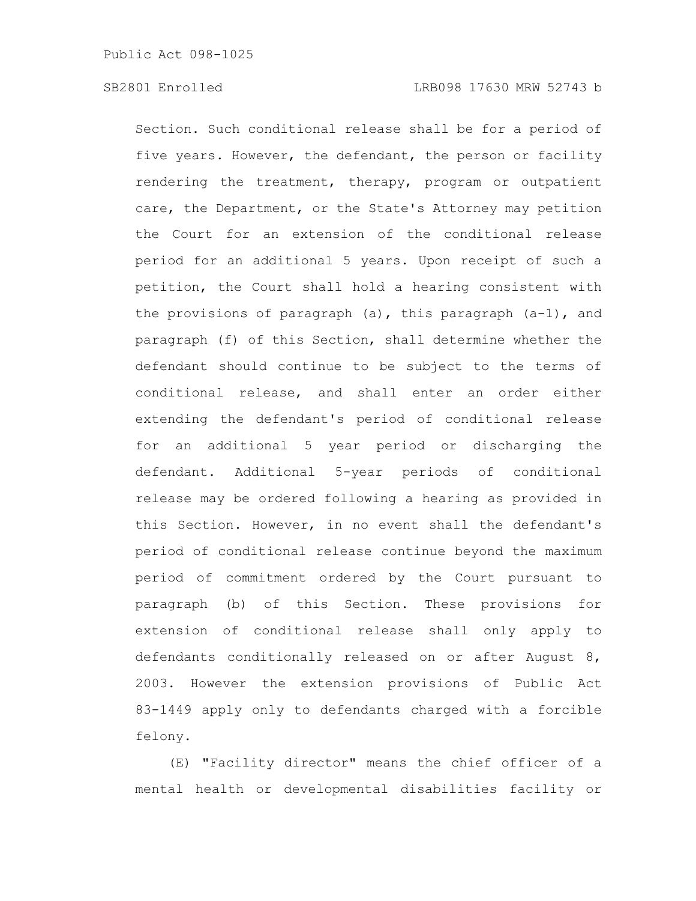Section. Such conditional release shall be for a period of five years. However, the defendant, the person or facility rendering the treatment, therapy, program or outpatient care, the Department, or the State's Attorney may petition the Court for an extension of the conditional release period for an additional 5 years. Upon receipt of such a petition, the Court shall hold a hearing consistent with the provisions of paragraph (a), this paragraph (a-1), and paragraph (f) of this Section, shall determine whether the defendant should continue to be subject to the terms of conditional release, and shall enter an order either extending the defendant's period of conditional release for an additional 5 year period or discharging the defendant. Additional 5-year periods of conditional release may be ordered following a hearing as provided in this Section. However, in no event shall the defendant's period of conditional release continue beyond the maximum period of commitment ordered by the Court pursuant to paragraph (b) of this Section. These provisions for extension of conditional release shall only apply to defendants conditionally released on or after August 8, 2003. However the extension provisions of Public Act 83-1449 apply only to defendants charged with a forcible felony.

(E) "Facility director" means the chief officer of a mental health or developmental disabilities facility or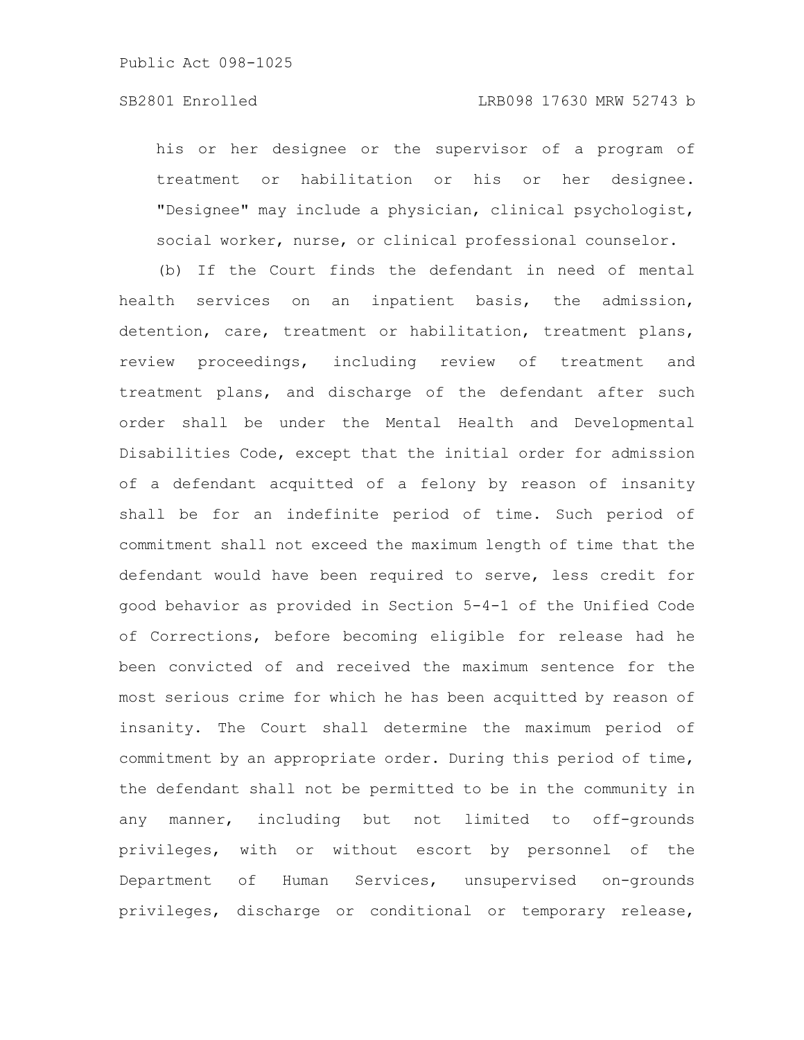his or her designee or the supervisor of a program of treatment or habilitation or his or her designee. "Designee" may include a physician, clinical psychologist, social worker, nurse, or clinical professional counselor.

(b) If the Court finds the defendant in need of mental health services on an inpatient basis, the admission, detention, care, treatment or habilitation, treatment plans, review proceedings, including review of treatment and treatment plans, and discharge of the defendant after such order shall be under the Mental Health and Developmental Disabilities Code, except that the initial order for admission of a defendant acquitted of a felony by reason of insanity shall be for an indefinite period of time. Such period of commitment shall not exceed the maximum length of time that the defendant would have been required to serve, less credit for good behavior as provided in Section 5-4-1 of the Unified Code of Corrections, before becoming eligible for release had he been convicted of and received the maximum sentence for the most serious crime for which he has been acquitted by reason of insanity. The Court shall determine the maximum period of commitment by an appropriate order. During this period of time, the defendant shall not be permitted to be in the community in any manner, including but not limited to off-grounds privileges, with or without escort by personnel of the Department of Human Services, unsupervised on-grounds privileges, discharge or conditional or temporary release,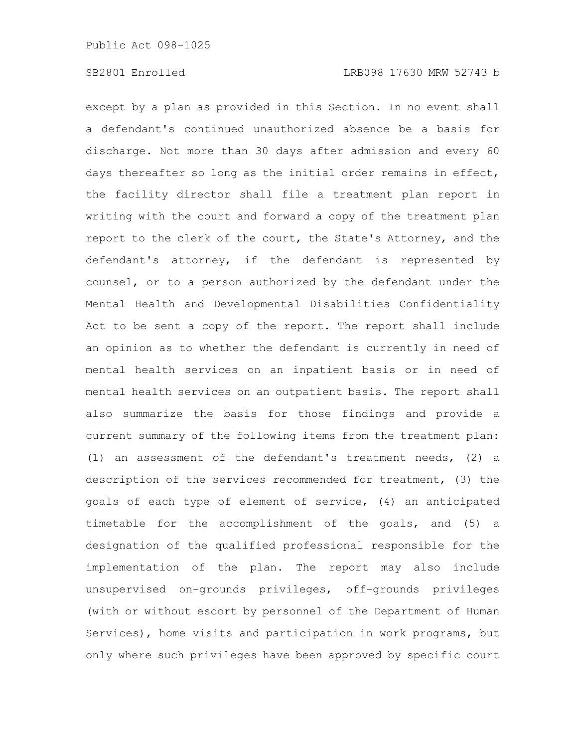except by a plan as provided in this Section. In no event shall a defendant's continued unauthorized absence be a basis for discharge. Not more than 30 days after admission and every 60 days thereafter so long as the initial order remains in effect, the facility director shall file a treatment plan report in writing with the court and forward a copy of the treatment plan report to the clerk of the court, the State's Attorney, and the defendant's attorney, if the defendant is represented by counsel, or to a person authorized by the defendant under the Mental Health and Developmental Disabilities Confidentiality Act to be sent a copy of the report. The report shall include an opinion as to whether the defendant is currently in need of mental health services on an inpatient basis or in need of mental health services on an outpatient basis. The report shall also summarize the basis for those findings and provide a current summary of the following items from the treatment plan: (1) an assessment of the defendant's treatment needs, (2) a description of the services recommended for treatment, (3) the goals of each type of element of service, (4) an anticipated timetable for the accomplishment of the goals, and (5) a designation of the qualified professional responsible for the implementation of the plan. The report may also include unsupervised on-grounds privileges, off-grounds privileges (with or without escort by personnel of the Department of Human Services), home visits and participation in work programs, but only where such privileges have been approved by specific court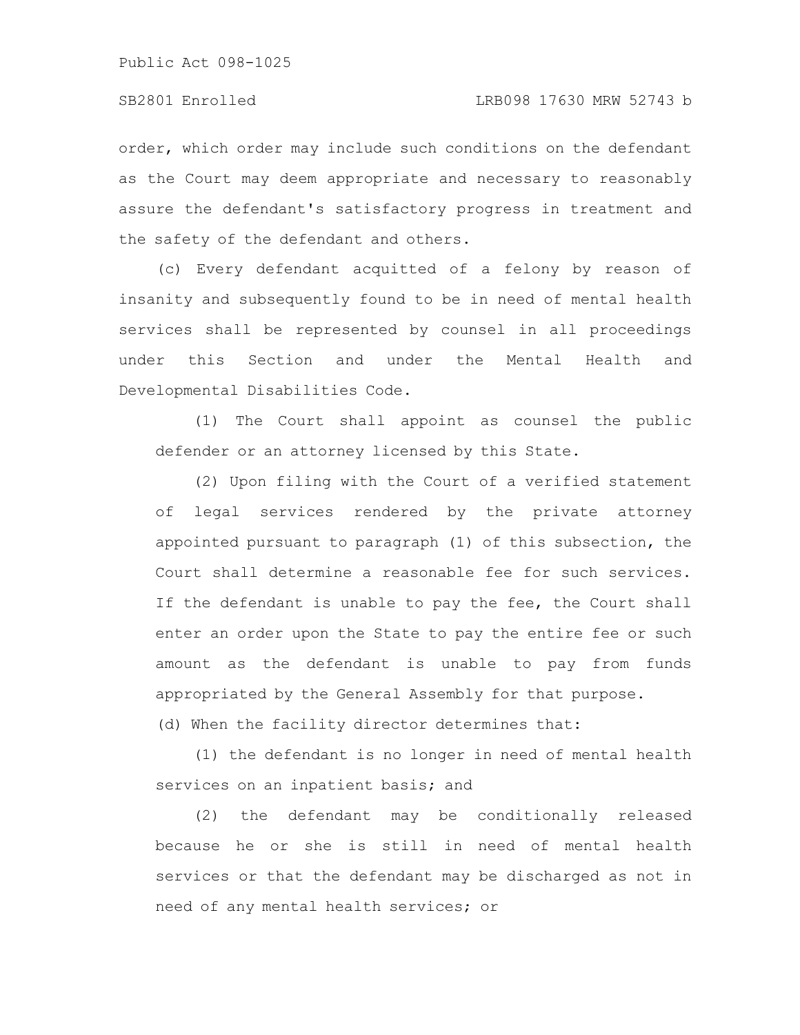order, which order may include such conditions on the defendant as the Court may deem appropriate and necessary to reasonably assure the defendant's satisfactory progress in treatment and the safety of the defendant and others.

(c) Every defendant acquitted of a felony by reason of insanity and subsequently found to be in need of mental health services shall be represented by counsel in all proceedings under this Section and under the Mental Health and Developmental Disabilities Code.

(1) The Court shall appoint as counsel the public defender or an attorney licensed by this State.

(2) Upon filing with the Court of a verified statement of legal services rendered by the private attorney appointed pursuant to paragraph (1) of this subsection, the Court shall determine a reasonable fee for such services. If the defendant is unable to pay the fee, the Court shall enter an order upon the State to pay the entire fee or such amount as the defendant is unable to pay from funds appropriated by the General Assembly for that purpose.

(d) When the facility director determines that:

(1) the defendant is no longer in need of mental health services on an inpatient basis; and

(2) the defendant may be conditionally released because he or she is still in need of mental health services or that the defendant may be discharged as not in need of any mental health services; or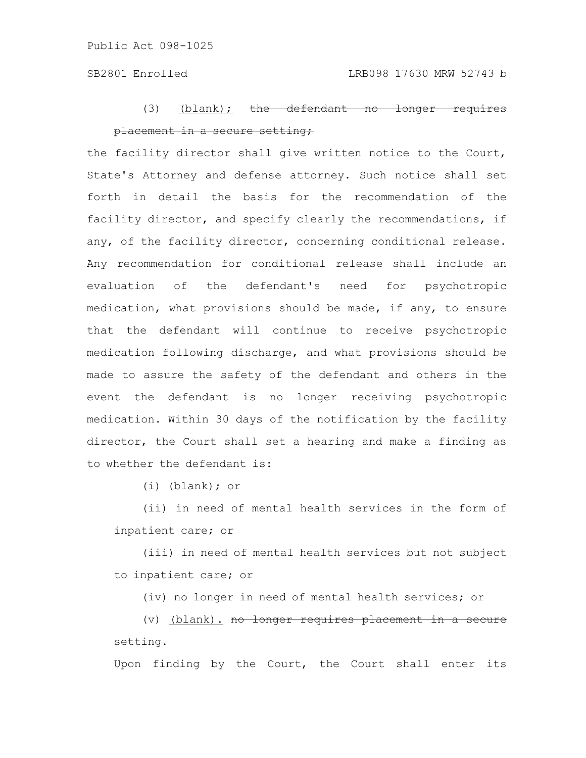(3) <u>(blank);</u> ~~the defendant no longer requires placement in a secure setting;~~

the facility director shall give written notice to the Court, State's Attorney and defense attorney. Such notice shall set forth in detail the basis for the recommendation of the facility director, and specify clearly the recommendations, if any, of the facility director, concerning conditional release. Any recommendation for conditional release shall include an evaluation of the defendant's need for psychotropic medication, what provisions should be made, if any, to ensure that the defendant will continue to receive psychotropic medication following discharge, and what provisions should be made to assure the safety of the defendant and others in the event the defendant is no longer receiving psychotropic medication. Within 30 days of the notification by the facility director, the Court shall set a hearing and make a finding as to whether the defendant is:

(i) (blank); or

(ii) in need of mental health services in the form of inpatient care; or

(iii) in need of mental health services but not subject to inpatient care; or

(iv) no longer in need of mental health services; or

(v) <u>(blank).</u> ~~no longer requires placement in a secure setting.~~

Upon finding by the Court, the Court shall enter its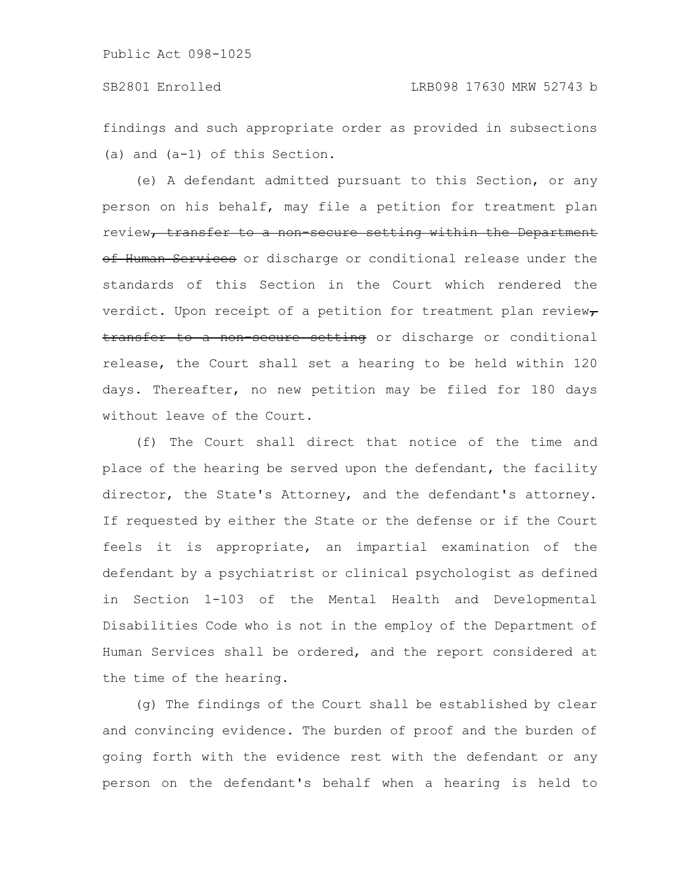findings and such appropriate order as provided in subsections (a) and (a-1) of this Section.

(e) A defendant admitted pursuant to this Section, or any person on his behalf, may file a petition for treatment plan review~~, transfer to a non-secure setting within the Department of Human Services~~ or discharge or conditional release under the standards of this Section in the Court which rendered the verdict. Upon receipt of a petition for treatment plan review~~,~~ ~~transfer to a non-secure setting~~ or discharge or conditional release, the Court shall set a hearing to be held within 120 days. Thereafter, no new petition may be filed for 180 days without leave of the Court.

(f) The Court shall direct that notice of the time and place of the hearing be served upon the defendant, the facility director, the State's Attorney, and the defendant's attorney. If requested by either the State or the defense or if the Court feels it is appropriate, an impartial examination of the defendant by a psychiatrist or clinical psychologist as defined in Section 1-103 of the Mental Health and Developmental Disabilities Code who is not in the employ of the Department of Human Services shall be ordered, and the report considered at the time of the hearing.

(g) The findings of the Court shall be established by clear and convincing evidence. The burden of proof and the burden of going forth with the evidence rest with the defendant or any person on the defendant's behalf when a hearing is held to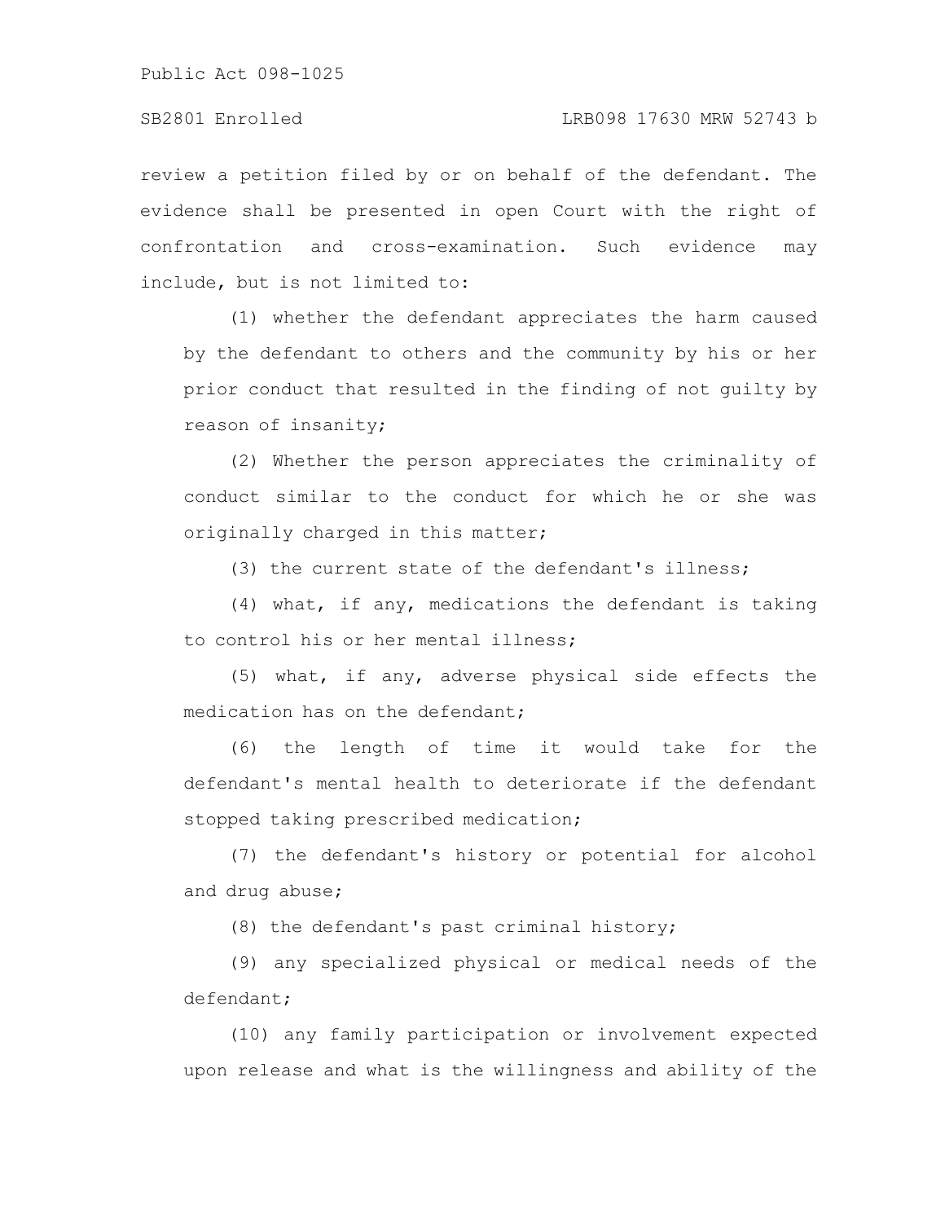review a petition filed by or on behalf of the defendant. The evidence shall be presented in open Court with the right of confrontation and cross-examination. Such evidence may include, but is not limited to:

(1) whether the defendant appreciates the harm caused by the defendant to others and the community by his or her prior conduct that resulted in the finding of not guilty by reason of insanity;

(2) Whether the person appreciates the criminality of conduct similar to the conduct for which he or she was originally charged in this matter;

(3) the current state of the defendant's illness;

(4) what, if any, medications the defendant is taking to control his or her mental illness;

(5) what, if any, adverse physical side effects the medication has on the defendant;

(6) the length of time it would take for the defendant's mental health to deteriorate if the defendant stopped taking prescribed medication;

(7) the defendant's history or potential for alcohol and drug abuse;

(8) the defendant's past criminal history;

(9) any specialized physical or medical needs of the defendant;

(10) any family participation or involvement expected upon release and what is the willingness and ability of the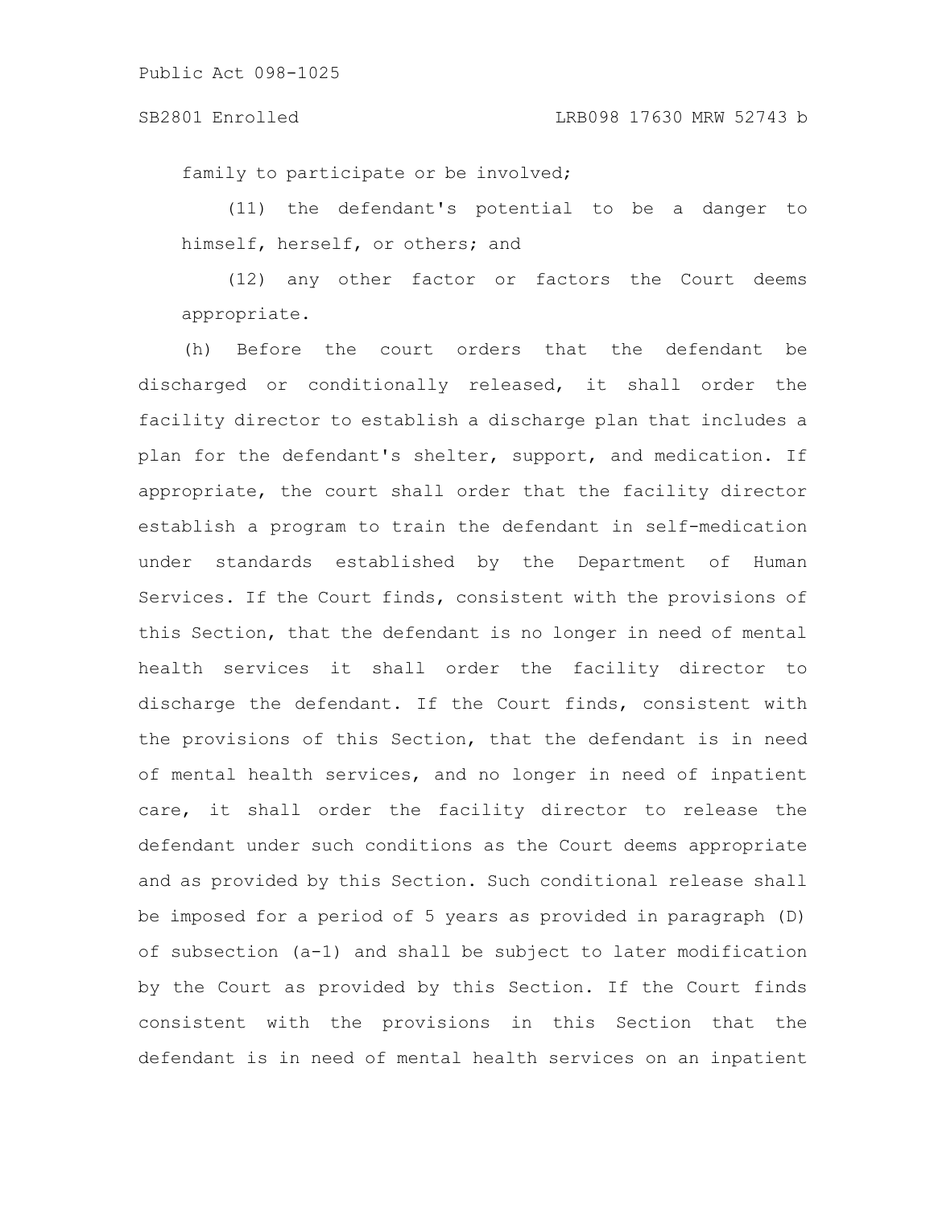family to participate or be involved;

(11) the defendant's potential to be a danger to himself, herself, or others; and

(12) any other factor or factors the Court deems appropriate.

(h) Before the court orders that the defendant be discharged or conditionally released, it shall order the facility director to establish a discharge plan that includes a plan for the defendant's shelter, support, and medication. If appropriate, the court shall order that the facility director establish a program to train the defendant in self-medication under standards established by the Department of Human Services. If the Court finds, consistent with the provisions of this Section, that the defendant is no longer in need of mental health services it shall order the facility director to discharge the defendant. If the Court finds, consistent with the provisions of this Section, that the defendant is in need of mental health services, and no longer in need of inpatient care, it shall order the facility director to release the defendant under such conditions as the Court deems appropriate and as provided by this Section. Such conditional release shall be imposed for a period of 5 years as provided in paragraph (D) of subsection (a-1) and shall be subject to later modification by the Court as provided by this Section. If the Court finds consistent with the provisions in this Section that the defendant is in need of mental health services on an inpatient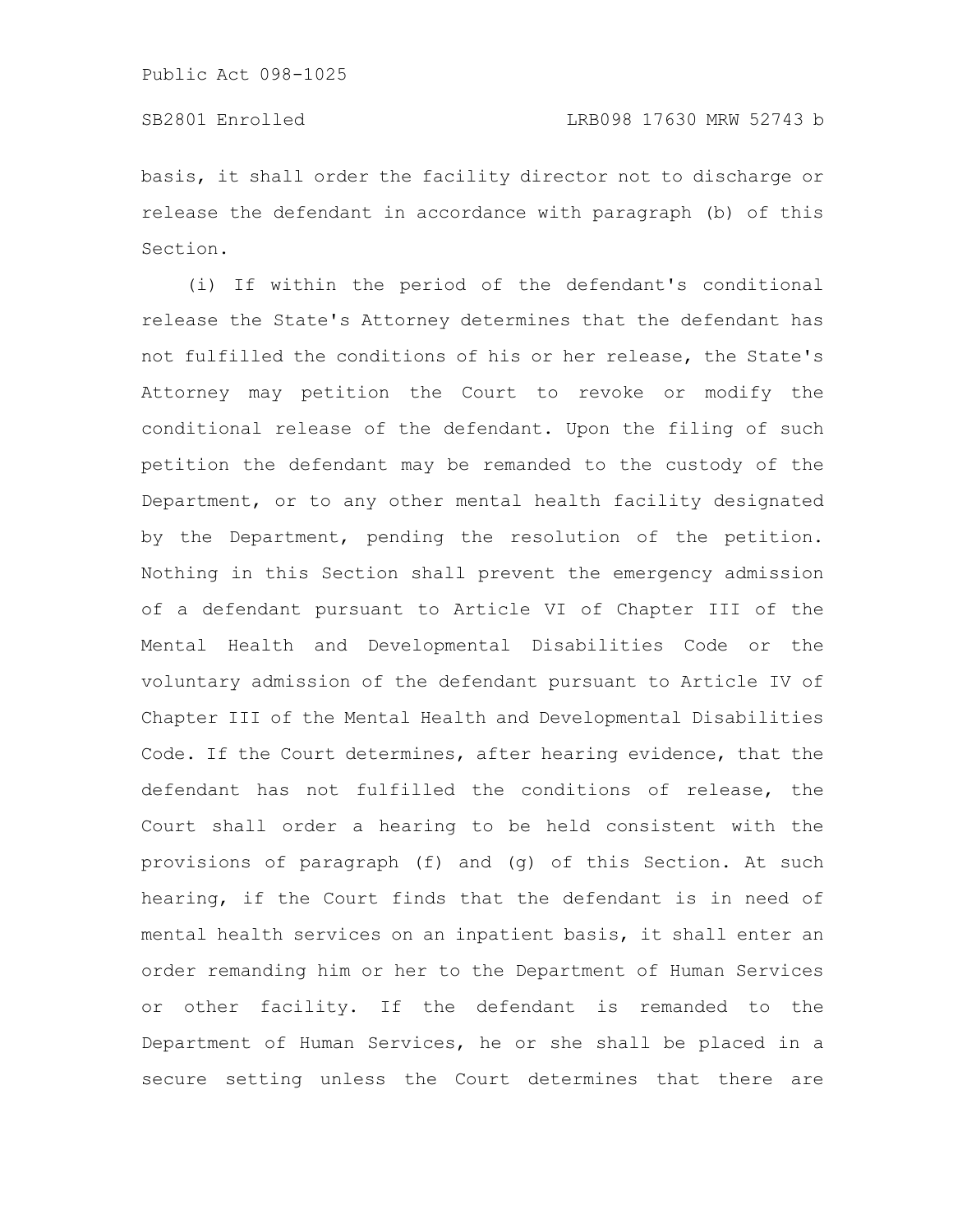basis, it shall order the facility director not to discharge or release the defendant in accordance with paragraph (b) of this Section.

(i) If within the period of the defendant's conditional release the State's Attorney determines that the defendant has not fulfilled the conditions of his or her release, the State's Attorney may petition the Court to revoke or modify the conditional release of the defendant. Upon the filing of such petition the defendant may be remanded to the custody of the Department, or to any other mental health facility designated by the Department, pending the resolution of the petition. Nothing in this Section shall prevent the emergency admission of a defendant pursuant to Article VI of Chapter III of the Mental Health and Developmental Disabilities Code or the voluntary admission of the defendant pursuant to Article IV of Chapter III of the Mental Health and Developmental Disabilities Code. If the Court determines, after hearing evidence, that the defendant has not fulfilled the conditions of release, the Court shall order a hearing to be held consistent with the provisions of paragraph (f) and (g) of this Section. At such hearing, if the Court finds that the defendant is in need of mental health services on an inpatient basis, it shall enter an order remanding him or her to the Department of Human Services or other facility. If the defendant is remanded to the Department of Human Services, he or she shall be placed in a secure setting unless the Court determines that there are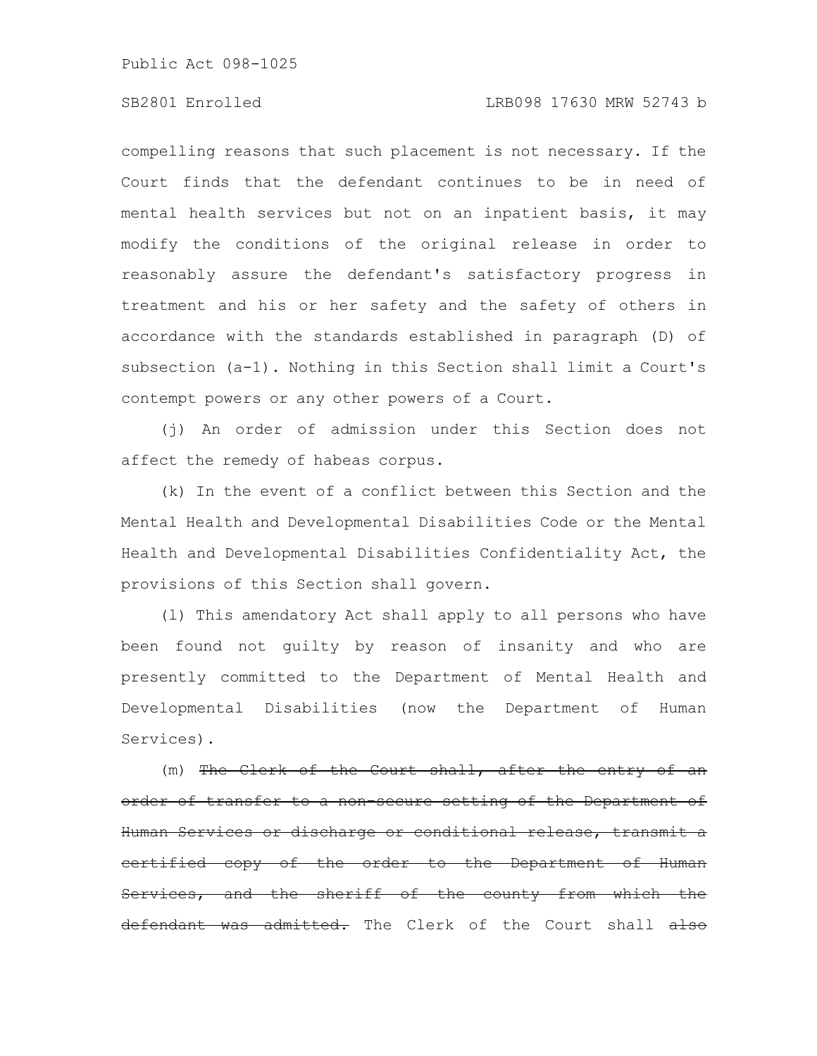compelling reasons that such placement is not necessary. If the Court finds that the defendant continues to be in need of mental health services but not on an inpatient basis, it may modify the conditions of the original release in order to reasonably assure the defendant's satisfactory progress in treatment and his or her safety and the safety of others in accordance with the standards established in paragraph (D) of subsection (a-1). Nothing in this Section shall limit a Court's contempt powers or any other powers of a Court.

(j) An order of admission under this Section does not affect the remedy of habeas corpus.

(k) In the event of a conflict between this Section and the Mental Health and Developmental Disabilities Code or the Mental Health and Developmental Disabilities Confidentiality Act, the provisions of this Section shall govern.

(l) This amendatory Act shall apply to all persons who have been found not guilty by reason of insanity and who are presently committed to the Department of Mental Health and Developmental Disabilities (now the Department of Human Services).

(m) ~~The Clerk of the Court shall, after the entry of an order of transfer to a non-secure setting of the Department of Human Services or discharge or conditional release, transmit a certified copy of the order to the Department of Human Services, and the sheriff of the county from which the defendant was admitted.~~ The Clerk of the Court shall ~~also~~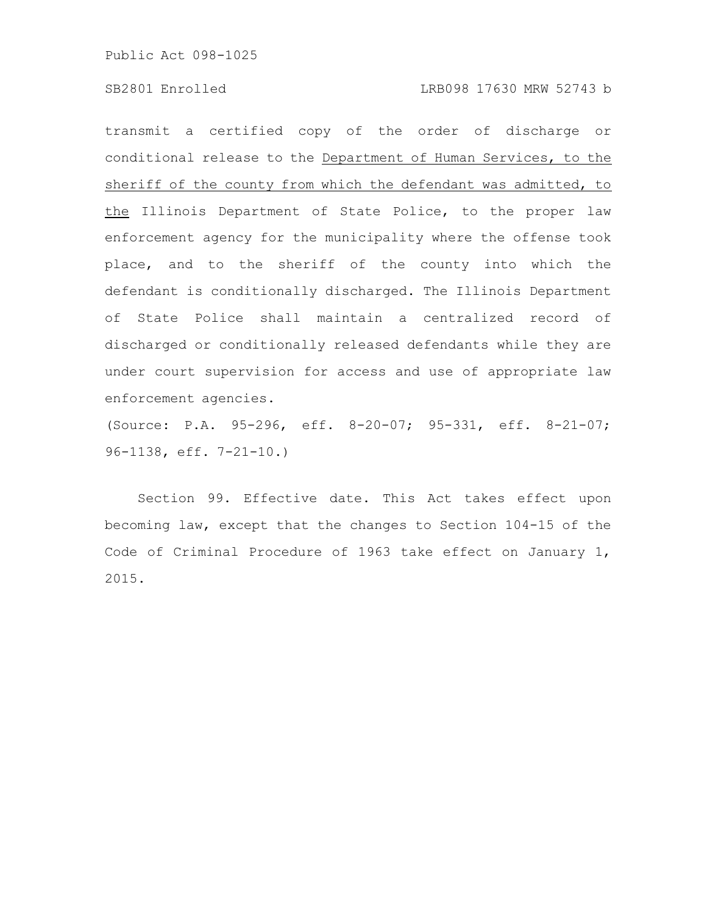transmit a certified copy of the order of discharge or conditional release to the Department of Human Services, to the sheriff of the county from which the defendant was admitted, to the Illinois Department of State Police, to the proper law enforcement agency for the municipality where the offense took place, and to the sheriff of the county into which the defendant is conditionally discharged. The Illinois Department of State Police shall maintain a centralized record of discharged or conditionally released defendants while they are under court supervision for access and use of appropriate law enforcement agencies.

(Source: P.A. 95-296, eff. 8-20-07; 95-331, eff. 8-21-07; 96-1138, eff. 7-21-10.)

Section 99. Effective date. This Act takes effect upon becoming law, except that the changes to Section 104-15 of the Code of Criminal Procedure of 1963 take effect on January 1, 2015.